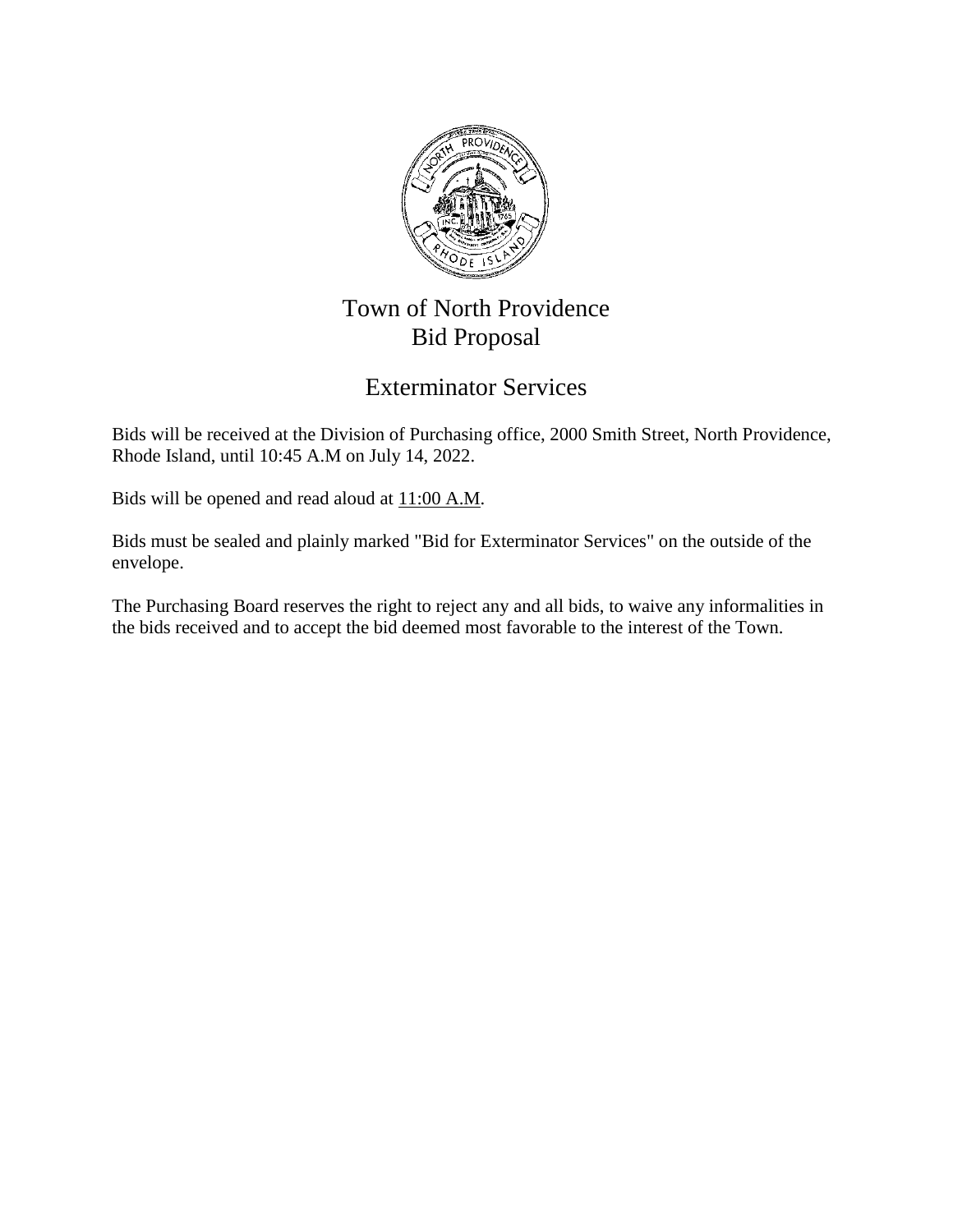# Town of North Providence
# Bid Proposal

## Exterminator Services

Bids will be received at the Division of Purchasing office, 2000 Smith Street, North Providence, Rhode Island, until 10:45 A.M on July 14, 2022.

Bids will be opened and read aloud at 11:00 A.M.

Bids must be sealed and plainly marked "Bid for Exterminator Services" on the outside of the envelope.

The Purchasing Board reserves the right to reject any and all bids, to waive any informalities in the bids received and to accept the bid deemed most favorable to the interest of the Town.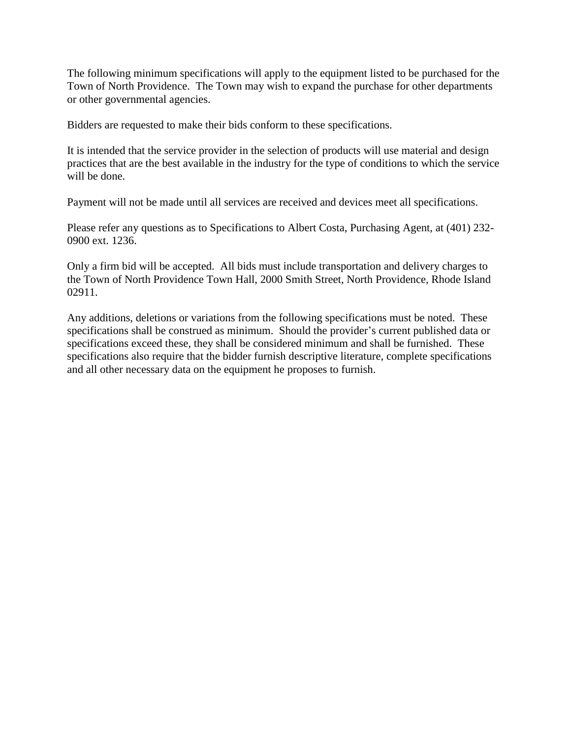The following minimum specifications will apply to the equipment listed to be purchased for the Town of North Providence. The Town may wish to expand the purchase for other departments or other governmental agencies.

Bidders are requested to make their bids conform to these specifications.

It is intended that the service provider in the selection of products will use material and design practices that are the best available in the industry for the type of conditions to which the service will be done.

Payment will not be made until all services are received and devices meet all specifications.

Please refer any questions as to Specifications to Albert Costa, Purchasing Agent, at (401) 232-0900 ext. 1236.

Only a firm bid will be accepted. All bids must include transportation and delivery charges to the Town of North Providence Town Hall, 2000 Smith Street, North Providence, Rhode Island 02911.

Any additions, deletions or variations from the following specifications must be noted. These specifications shall be construed as minimum. Should the provider's current published data or specifications exceed these, they shall be considered minimum and shall be furnished. These specifications also require that the bidder furnish descriptive literature, complete specifications and all other necessary data on the equipment he proposes to furnish.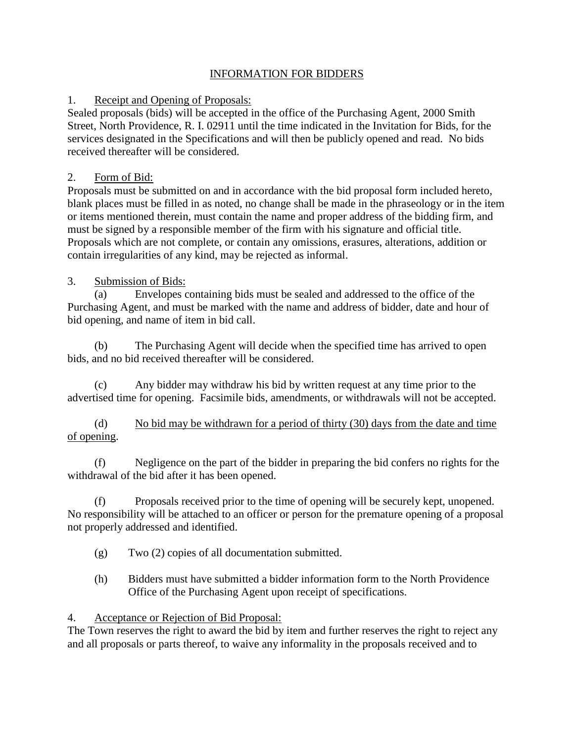# INFORMATION FOR BIDDERS

1. <u>Receipt and Opening of Proposals:</u>
Sealed proposals (bids) will be accepted in the office of the Purchasing Agent, 2000 Smith Street, North Providence, R. I. 02911 until the time indicated in the Invitation for Bids, for the services designated in the Specifications and will then be publicly opened and read. No bids received thereafter will be considered.

2. <u>Form of Bid:</u>
Proposals must be submitted on and in accordance with the bid proposal form included hereto, blank places must be filled in as noted, no change shall be made in the phraseology or in the item or items mentioned therein, must contain the name and proper address of the bidding firm, and must be signed by a responsible member of the firm with his signature and official title. Proposals which are not complete, or contain any omissions, erasures, alterations, addition or contain irregularities of any kind, may be rejected as informal.

3. <u>Submission of Bids:</u>

(a) Envelopes containing bids must be sealed and addressed to the office of the Purchasing Agent, and must be marked with the name and address of bidder, date and hour of bid opening, and name of item in bid call.

(b) The Purchasing Agent will decide when the specified time has arrived to open bids, and no bid received thereafter will be considered.

(c) Any bidder may withdraw his bid by written request at any time prior to the advertised time for opening. Facsimile bids, amendments, or withdrawals will not be accepted.

(d) <u>No bid may be withdrawn for a period of thirty (30) days from the date and time of opening</u>.

(f) Negligence on the part of the bidder in preparing the bid confers no rights for the withdrawal of the bid after it has been opened.

(f) Proposals received prior to the time of opening will be securely kept, unopened. No responsibility will be attached to an officer or person for the premature opening of a proposal not properly addressed and identified.

(g) Two (2) copies of all documentation submitted.

(h) Bidders must have submitted a bidder information form to the North Providence Office of the Purchasing Agent upon receipt of specifications.

4. <u>Acceptance or Rejection of Bid Proposal:</u>
The Town reserves the right to award the bid by item and further reserves the right to reject any and all proposals or parts thereof, to waive any informality in the proposals received and to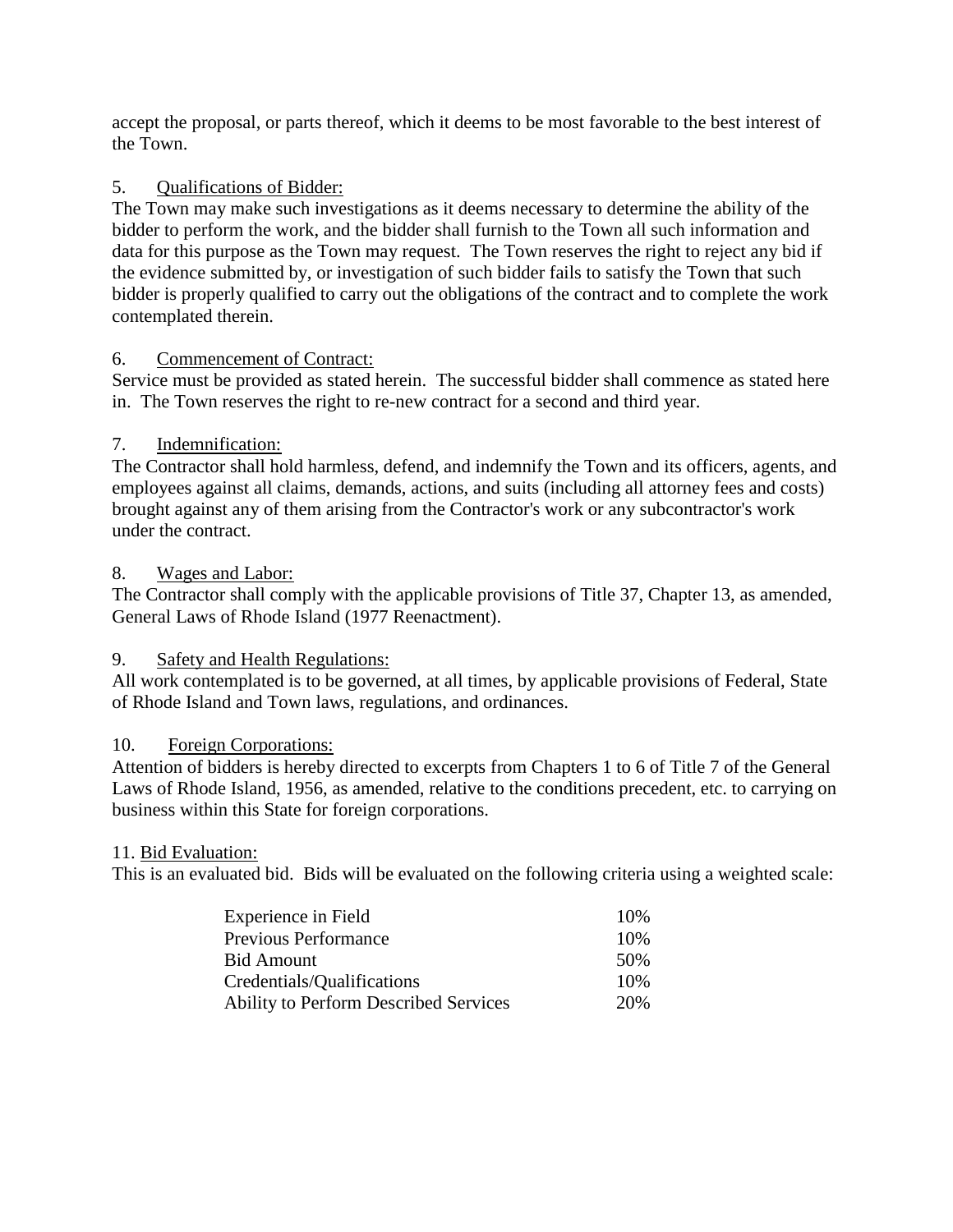accept the proposal, or parts thereof, which it deems to be most favorable to the best interest of the Town.

5. Qualifications of Bidder:

The Town may make such investigations as it deems necessary to determine the ability of the bidder to perform the work, and the bidder shall furnish to the Town all such information and data for this purpose as the Town may request. The Town reserves the right to reject any bid if the evidence submitted by, or investigation of such bidder fails to satisfy the Town that such bidder is properly qualified to carry out the obligations of the contract and to complete the work contemplated therein.

6. Commencement of Contract:

Service must be provided as stated herein. The successful bidder shall commence as stated here in. The Town reserves the right to re-new contract for a second and third year.

7. Indemnification:

The Contractor shall hold harmless, defend, and indemnify the Town and its officers, agents, and employees against all claims, demands, actions, and suits (including all attorney fees and costs) brought against any of them arising from the Contractor's work or any subcontractor's work under the contract.

8. Wages and Labor:

The Contractor shall comply with the applicable provisions of Title 37, Chapter 13, as amended, General Laws of Rhode Island (1977 Reenactment).

9. Safety and Health Regulations:

All work contemplated is to be governed, at all times, by applicable provisions of Federal, State of Rhode Island and Town laws, regulations, and ordinances.

10. Foreign Corporations:

Attention of bidders is hereby directed to excerpts from Chapters 1 to 6 of Title 7 of the General Laws of Rhode Island, 1956, as amended, relative to the conditions precedent, etc. to carrying on business within this State for foreign corporations.

11. Bid Evaluation:

This is an evaluated bid. Bids will be evaluated on the following criteria using a weighted scale:

| Criteria | Weight |
|---|---|
| Experience in Field | 10% |
| Previous Performance | 10% |
| Bid Amount | 50% |
| Credentials/Qualifications | 10% |
| Ability to Perform Described Services | 20% |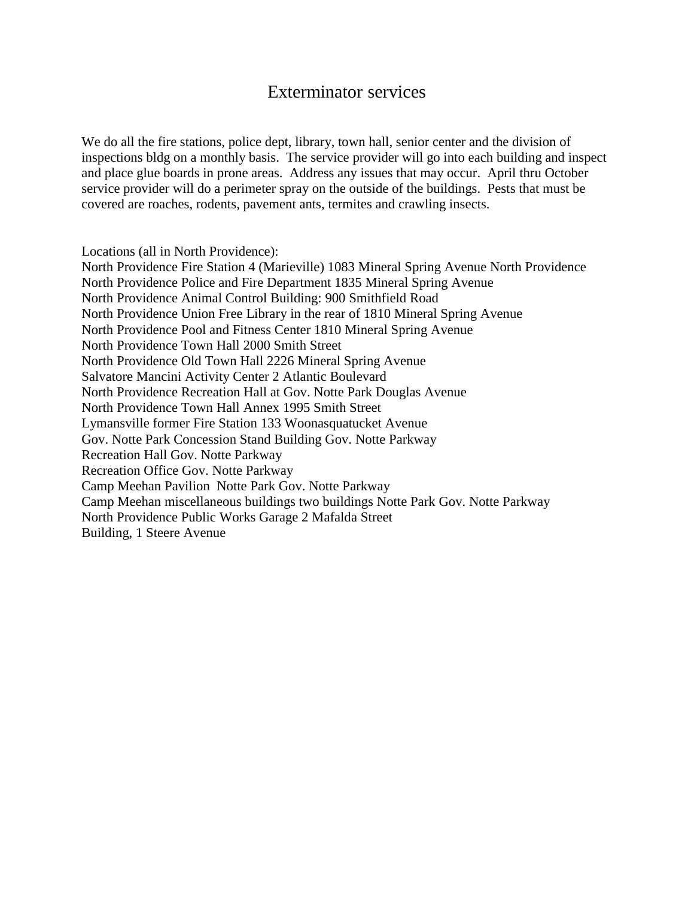# Exterminator services

We do all the fire stations, police dept, library, town hall, senior center and the division of inspections bldg on a monthly basis. The service provider will go into each building and inspect and place glue boards in prone areas. Address any issues that may occur. April thru October service provider will do a perimeter spray on the outside of the buildings. Pests that must be covered are roaches, rodents, pavement ants, termites and crawling insects.

Locations (all in North Providence):
North Providence Fire Station 4 (Marieville) 1083 Mineral Spring Avenue North Providence
North Providence Police and Fire Department 1835 Mineral Spring Avenue
North Providence Animal Control Building: 900 Smithfield Road
North Providence Union Free Library in the rear of 1810 Mineral Spring Avenue
North Providence Pool and Fitness Center 1810 Mineral Spring Avenue
North Providence Town Hall 2000 Smith Street
North Providence Old Town Hall 2226 Mineral Spring Avenue
Salvatore Mancini Activity Center 2 Atlantic Boulevard
North Providence Recreation Hall at Gov. Notte Park Douglas Avenue
North Providence Town Hall Annex 1995 Smith Street
Lymansville former Fire Station 133 Woonasquatucket Avenue
Gov. Notte Park Concession Stand Building Gov. Notte Parkway
Recreation Hall Gov. Notte Parkway
Recreation Office Gov. Notte Parkway
Camp Meehan Pavilion Notte Park Gov. Notte Parkway
Camp Meehan miscellaneous buildings two buildings Notte Park Gov. Notte Parkway
North Providence Public Works Garage 2 Mafalda Street
Building, 1 Steere Avenue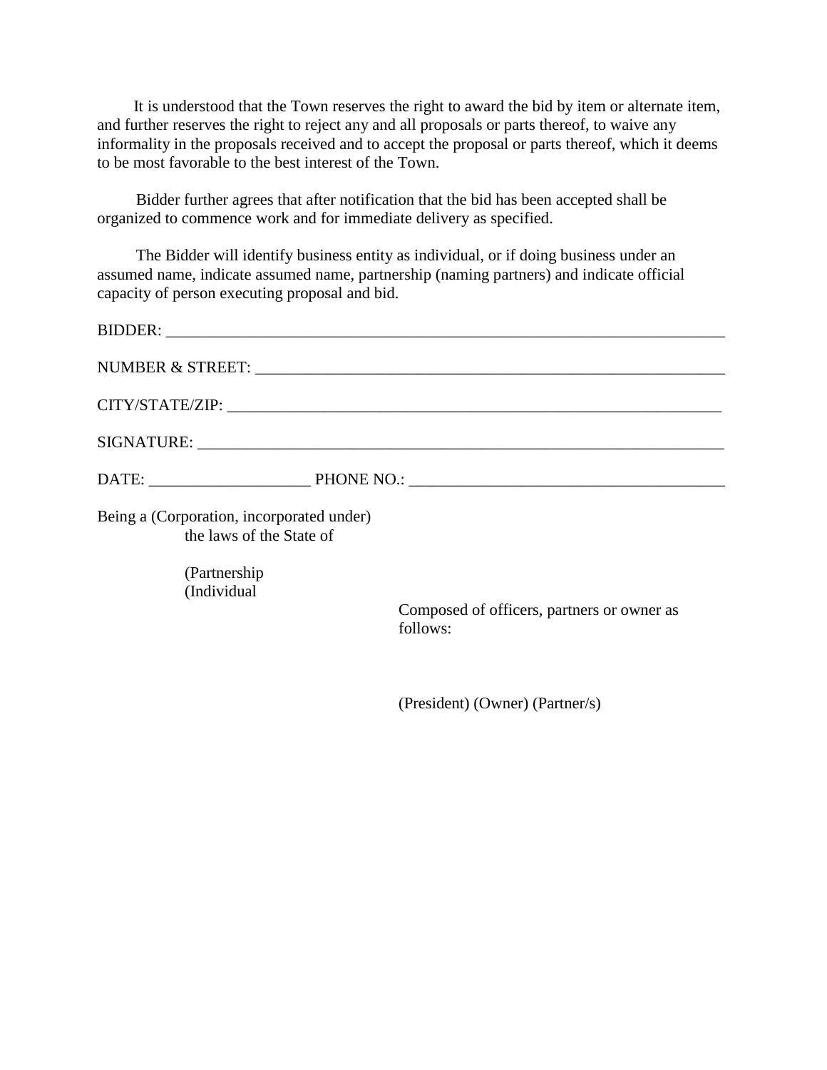It is understood that the Town reserves the right to award the bid by item or alternate item, and further reserves the right to reject any and all proposals or parts thereof, to waive any informality in the proposals received and to accept the proposal or parts thereof, which it deems to be most favorable to the best interest of the Town.

Bidder further agrees that after notification that the bid has been accepted shall be organized to commence work and for immediate delivery as specified.

The Bidder will identify business entity as individual, or if doing business under an assumed name, indicate assumed name, partnership (naming partners) and indicate official capacity of person executing proposal and bid.

BIDDER: ___________________________________________________________________

NUMBER & STREET: ______________________________________________________

CITY/STATE/ZIP: _________________________________________________________

SIGNATURE: ______________________________________________________________

DATE: ____________________ PHONE NO.: ______________________________________

Being a (Corporation, incorporated under)
the laws of the State of

(Partnership
(Individual

Composed of officers, partners or owner as follows:

(President) (Owner) (Partner/s)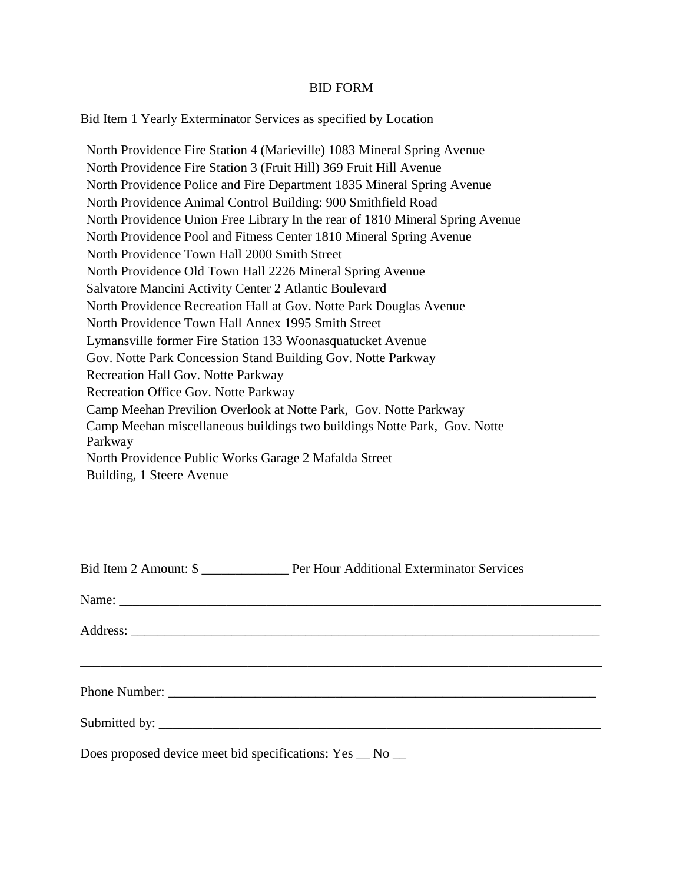## BID FORM

Bid Item 1 Yearly Exterminator Services as specified by Location

North Providence Fire Station 4 (Marieville) 1083 Mineral Spring Avenue
North Providence Fire Station 3 (Fruit Hill) 369 Fruit Hill Avenue
North Providence Police and Fire Department 1835 Mineral Spring Avenue
North Providence Animal Control Building: 900 Smithfield Road
North Providence Union Free Library In the rear of 1810 Mineral Spring Avenue
North Providence Pool and Fitness Center 1810 Mineral Spring Avenue
North Providence Town Hall 2000 Smith Street
North Providence Old Town Hall 2226 Mineral Spring Avenue
Salvatore Mancini Activity Center 2 Atlantic Boulevard
North Providence Recreation Hall at Gov. Notte Park Douglas Avenue
North Providence Town Hall Annex 1995 Smith Street
Lymansville former Fire Station 133 Woonasquatucket Avenue
Gov. Notte Park Concession Stand Building Gov. Notte Parkway
Recreation Hall Gov. Notte Parkway
Recreation Office Gov. Notte Parkway
Camp Meehan Previlion Overlook at Notte Park, Gov. Notte Parkway
Camp Meehan miscellaneous buildings two buildings Notte Park, Gov. Notte Parkway
North Providence Public Works Garage 2 Mafalda Street
Building, 1 Steere Avenue

Bid Item 2 Amount: $ _____________ Per Hour Additional Exterminator Services

Name: ___________________________________________________________________________

Address: _________________________________________________________________________

_________________________________________________________________________________

Phone Number: ____________________________________________________________________

Submitted by: _____________________________________________________________________

Does proposed device meet bid specifications: Yes __ No __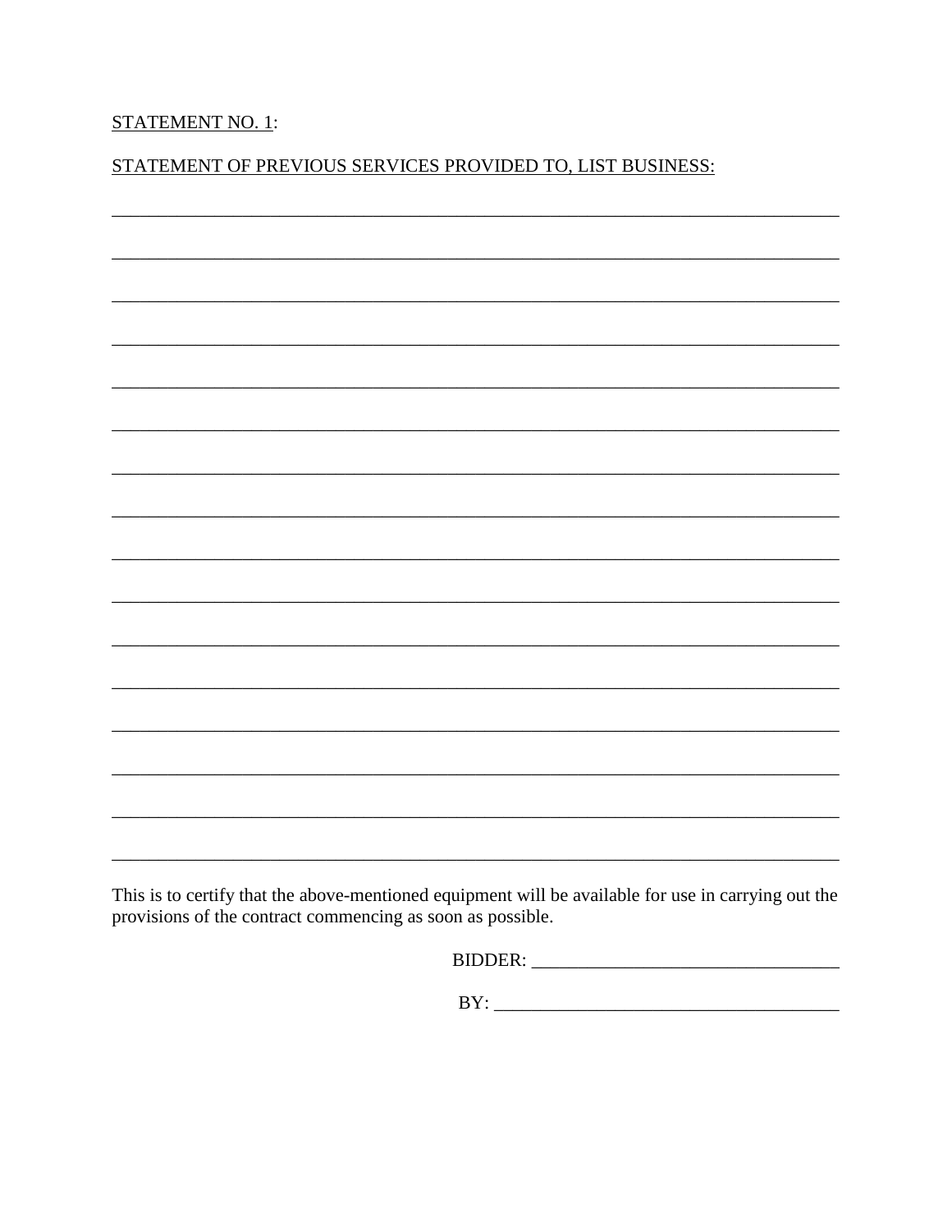STATEMENT NO. 1:

STATEMENT OF PREVIOUS SERVICES PROVIDED TO, LIST BUSINESS:

________________________________________________________________________________

________________________________________________________________________________

________________________________________________________________________________

________________________________________________________________________________

________________________________________________________________________________

________________________________________________________________________________

________________________________________________________________________________

________________________________________________________________________________

________________________________________________________________________________

________________________________________________________________________________

________________________________________________________________________________

________________________________________________________________________________

________________________________________________________________________________

________________________________________________________________________________

________________________________________________________________________________

________________________________________________________________________________

This is to certify that the above-mentioned equipment will be available for use in carrying out the provisions of the contract commencing as soon as possible.

BIDDER: _________________________________

BY: ____________________________________